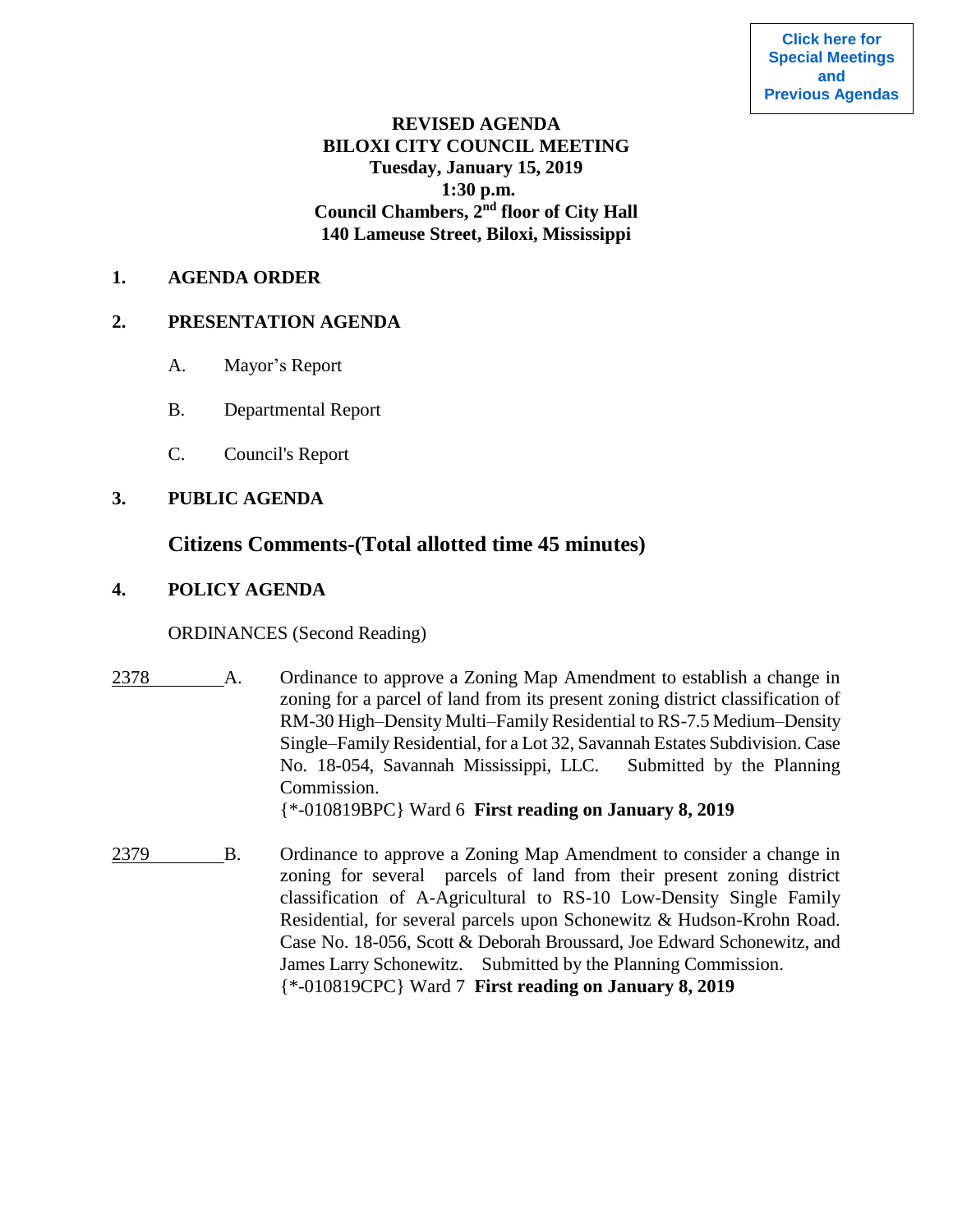Click here for Special Meetings and Previous Agendas

# REVISED AGENDA
# BILOXI CITY COUNCIL MEETING
## Tuesday, January 15, 2019
## 1:30 p.m.
## Council Chambers, 2nd floor of City Hall
## 140 Lameuse Street, Biloxi, Mississippi

**1. AGENDA ORDER**

**2. PRESENTATION AGENDA**

A. Mayor's Report

B. Departmental Report

C. Council's Report

**3. PUBLIC AGENDA**

**Citizens Comments-(Total allotted time 45 minutes)**

**4. POLICY AGENDA**

ORDINANCES (Second Reading)

2378 A. Ordinance to approve a Zoning Map Amendment to establish a change in zoning for a parcel of land from its present zoning district classification of RM-30 High–Density Multi–Family Residential to RS-7.5 Medium–Density Single–Family Residential, for a Lot 32, Savannah Estates Subdivision. Case No. 18-054, Savannah Mississippi, LLC. Submitted by the Planning Commission.
{*-010819BPC} Ward 6 **First reading on January 8, 2019**

2379 B. Ordinance to approve a Zoning Map Amendment to consider a change in zoning for several parcels of land from their present zoning district classification of A-Agricultural to RS-10 Low-Density Single Family Residential, for several parcels upon Schonewitz & Hudson-Krohn Road. Case No. 18-056, Scott & Deborah Broussard, Joe Edward Schonewitz, and James Larry Schonewitz. Submitted by the Planning Commission.
{*-010819CPC} Ward 7 **First reading on January 8, 2019**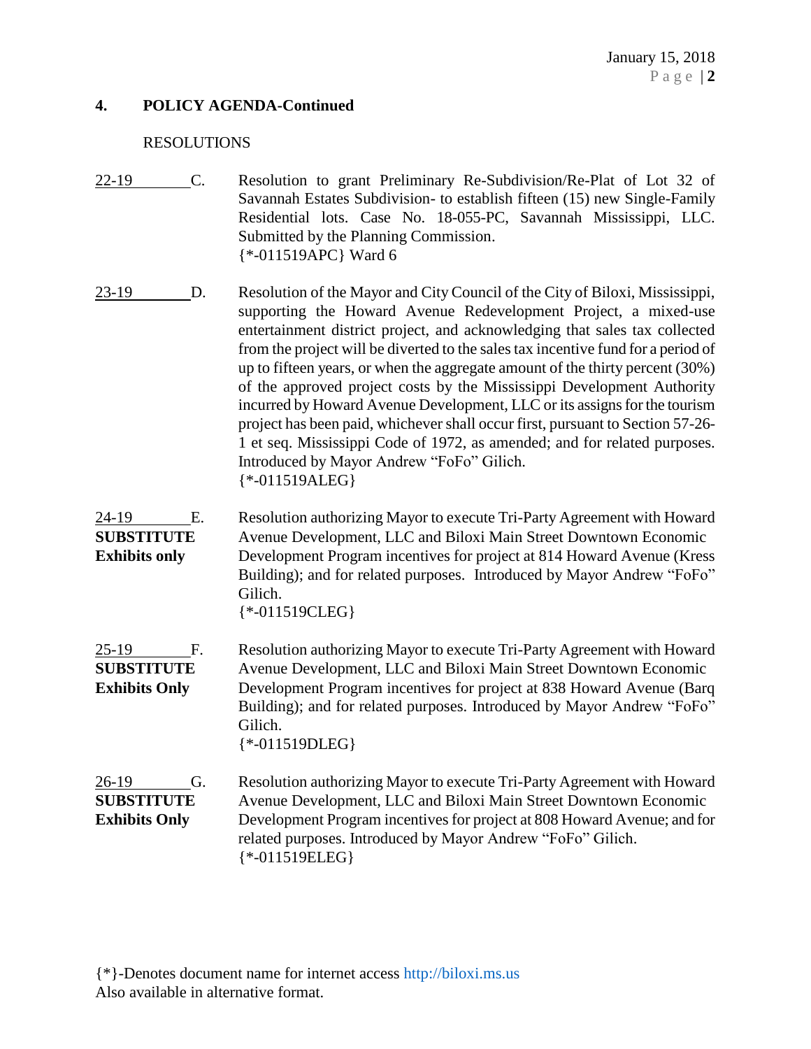## 4. POLICY AGENDA-Continued

RESOLUTIONS

22-19 C. Resolution to grant Preliminary Re-Subdivision/Re-Plat of Lot 32 of Savannah Estates Subdivision- to establish fifteen (15) new Single-Family Residential lots. Case No. 18-055-PC, Savannah Mississippi, LLC. Submitted by the Planning Commission.
{*-011519APC} Ward 6

23-19 D. Resolution of the Mayor and City Council of the City of Biloxi, Mississippi, supporting the Howard Avenue Redevelopment Project, a mixed-use entertainment district project, and acknowledging that sales tax collected from the project will be diverted to the sales tax incentive fund for a period of up to fifteen years, or when the aggregate amount of the thirty percent (30%) of the approved project costs by the Mississippi Development Authority incurred by Howard Avenue Development, LLC or its assigns for the tourism project has been paid, whichever shall occur first, pursuant to Section 57-26-1 et seq. Mississippi Code of 1972, as amended; and for related purposes. Introduced by Mayor Andrew "FoFo" Gilich.
{*-011519ALEG}

24-19 E. **SUBSTITUTE Exhibits only** Resolution authorizing Mayor to execute Tri-Party Agreement with Howard Avenue Development, LLC and Biloxi Main Street Downtown Economic Development Program incentives for project at 814 Howard Avenue (Kress Building); and for related purposes. Introduced by Mayor Andrew "FoFo" Gilich.
{*-011519CLEG}

25-19 F. **SUBSTITUTE Exhibits Only** Resolution authorizing Mayor to execute Tri-Party Agreement with Howard Avenue Development, LLC and Biloxi Main Street Downtown Economic Development Program incentives for project at 838 Howard Avenue (Barq Building); and for related purposes. Introduced by Mayor Andrew "FoFo" Gilich.
{*-011519DLEG}

26-19 G. **SUBSTITUTE Exhibits Only** Resolution authorizing Mayor to execute Tri-Party Agreement with Howard Avenue Development, LLC and Biloxi Main Street Downtown Economic Development Program incentives for project at 808 Howard Avenue; and for related purposes. Introduced by Mayor Andrew "FoFo" Gilich.
{*-011519ELEG}

{*}-Denotes document name for internet access http://biloxi.ms.us
Also available in alternative format.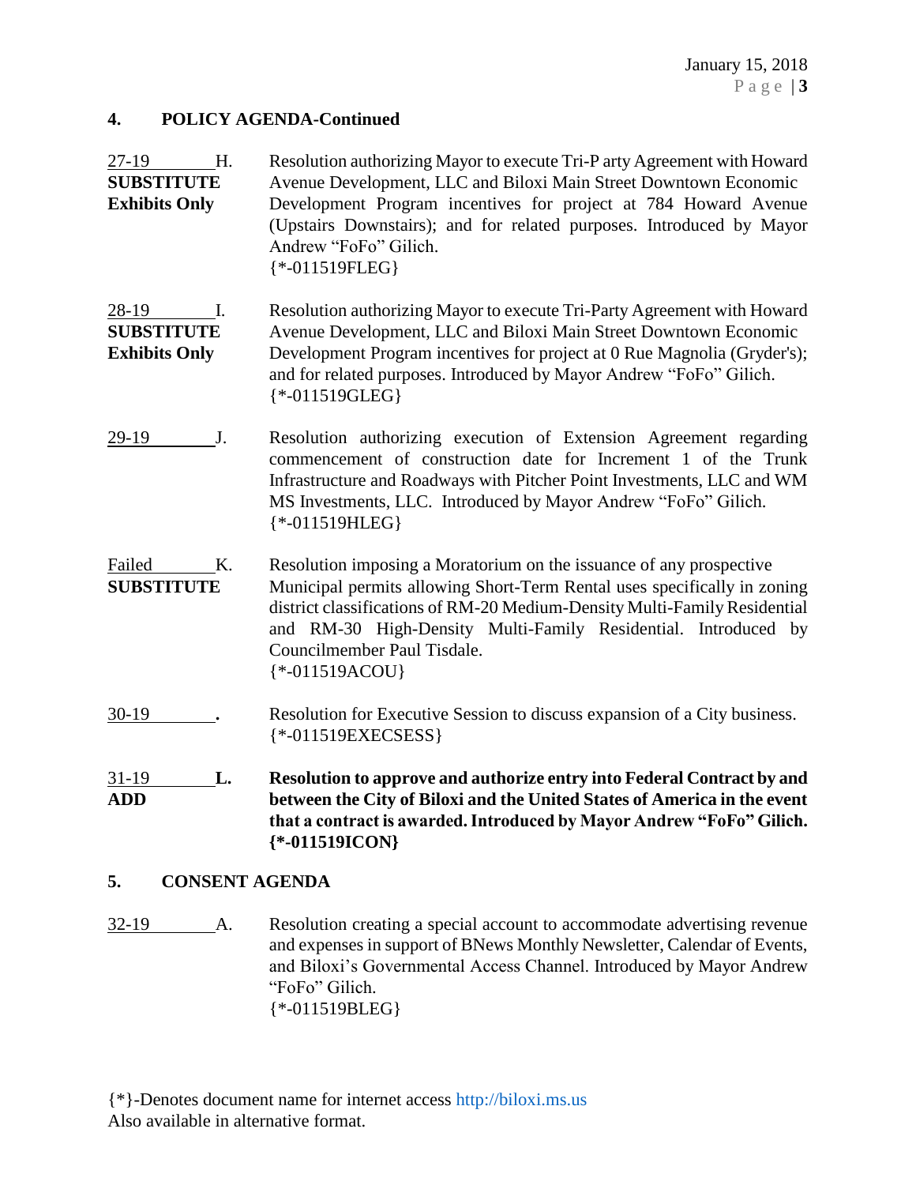## 4. POLICY AGENDA-Continued

27-19 H.
**SUBSTITUTE**
**Exhibits Only**

Resolution authorizing Mayor to execute Tri-P arty Agreement with Howard Avenue Development, LLC and Biloxi Main Street Downtown Economic Development Program incentives for project at 784 Howard Avenue (Upstairs Downstairs); and for related purposes. Introduced by Mayor Andrew "FoFo" Gilich.
{*-011519FLEG}

28-19 I.
**SUBSTITUTE**
**Exhibits Only**

Resolution authorizing Mayor to execute Tri-Party Agreement with Howard Avenue Development, LLC and Biloxi Main Street Downtown Economic Development Program incentives for project at 0 Rue Magnolia (Gryder's); and for related purposes. Introduced by Mayor Andrew "FoFo" Gilich.
{*-011519GLEG}

29-19 J.

Resolution authorizing execution of Extension Agreement regarding commencement of construction date for Increment 1 of the Trunk Infrastructure and Roadways with Pitcher Point Investments, LLC and WM MS Investments, LLC. Introduced by Mayor Andrew "FoFo" Gilich.
{*-011519HLEG}

Failed K.
**SUBSTITUTE**

Resolution imposing a Moratorium on the issuance of any prospective Municipal permits allowing Short-Term Rental uses specifically in zoning district classifications of RM-20 Medium-Density Multi-Family Residential and RM-30 High-Density Multi-Family Residential. Introduced by Councilmember Paul Tisdale.
{*-011519ACOU}

30-19 **.**

Resolution for Executive Session to discuss expansion of a City business.
{*-011519EXECSESS}

31-19 **L.**
**ADD**

**Resolution to approve and authorize entry into Federal Contract by and between the City of Biloxi and the United States of America in the event that a contract is awarded. Introduced by Mayor Andrew "FoFo" Gilich. {*-011519ICON}**

## 5. CONSENT AGENDA

32-19 A.

Resolution creating a special account to accommodate advertising revenue and expenses in support of BNews Monthly Newsletter, Calendar of Events, and Biloxi's Governmental Access Channel. Introduced by Mayor Andrew "FoFo" Gilich.
{*-011519BLEG}

{*}-Denotes document name for internet access http://biloxi.ms.us
Also available in alternative format.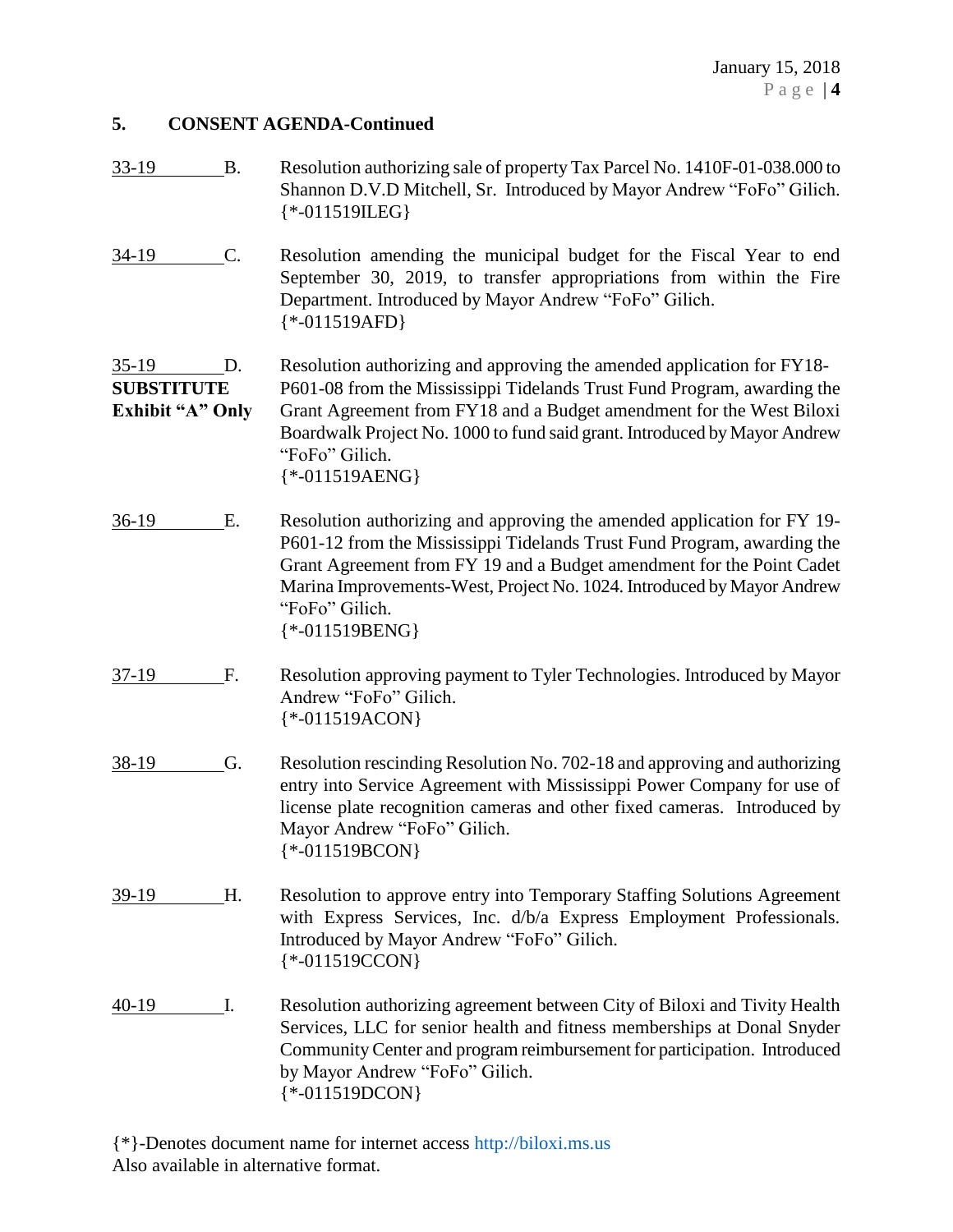## 5. CONSENT AGENDA-Continued

33-19 B. Resolution authorizing sale of property Tax Parcel No. 1410F-01-038.000 to Shannon D.V.D Mitchell, Sr. Introduced by Mayor Andrew "FoFo" Gilich.
{*-011519ILEG}

34-19 C. Resolution amending the municipal budget for the Fiscal Year to end September 30, 2019, to transfer appropriations from within the Fire Department. Introduced by Mayor Andrew "FoFo" Gilich.
{*-011519AFD}

35-19 D. **SUBSTITUTE Exhibit "A" Only** Resolution authorizing and approving the amended application for FY18-P601-08 from the Mississippi Tidelands Trust Fund Program, awarding the Grant Agreement from FY18 and a Budget amendment for the West Biloxi Boardwalk Project No. 1000 to fund said grant. Introduced by Mayor Andrew "FoFo" Gilich.
{*-011519AENG}

36-19 E. Resolution authorizing and approving the amended application for FY 19-P601-12 from the Mississippi Tidelands Trust Fund Program, awarding the Grant Agreement from FY 19 and a Budget amendment for the Point Cadet Marina Improvements-West, Project No. 1024. Introduced by Mayor Andrew "FoFo" Gilich.
{*-011519BENG}

37-19 F. Resolution approving payment to Tyler Technologies. Introduced by Mayor Andrew "FoFo" Gilich.
{*-011519ACON}

38-19 G. Resolution rescinding Resolution No. 702-18 and approving and authorizing entry into Service Agreement with Mississippi Power Company for use of license plate recognition cameras and other fixed cameras. Introduced by Mayor Andrew "FoFo" Gilich.
{*-011519BCON}

39-19 H. Resolution to approve entry into Temporary Staffing Solutions Agreement with Express Services, Inc. d/b/a Express Employment Professionals. Introduced by Mayor Andrew "FoFo" Gilich.
{*-011519CCON}

40-19 I. Resolution authorizing agreement between City of Biloxi and Tivity Health Services, LLC for senior health and fitness memberships at Donal Snyder Community Center and program reimbursement for participation. Introduced by Mayor Andrew "FoFo" Gilich.
{*-011519DCON}

{*}-Denotes document name for internet access http://biloxi.ms.us
Also available in alternative format.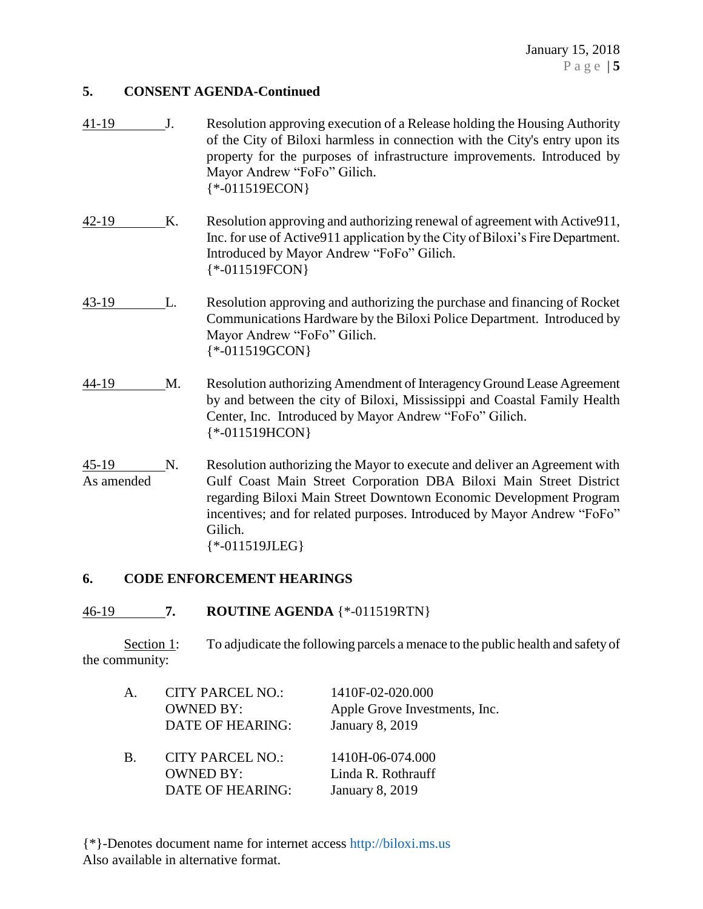## 5. CONSENT AGENDA-Continued

41-19 J. Resolution approving execution of a Release holding the Housing Authority of the City of Biloxi harmless in connection with the City's entry upon its property for the purposes of infrastructure improvements. Introduced by Mayor Andrew "FoFo" Gilich.
{*-011519ECON}

42-19 K. Resolution approving and authorizing renewal of agreement with Active911, Inc. for use of Active911 application by the City of Biloxi's Fire Department. Introduced by Mayor Andrew "FoFo" Gilich.
{*-011519FCON}

43-19 L. Resolution approving and authorizing the purchase and financing of Rocket Communications Hardware by the Biloxi Police Department. Introduced by Mayor Andrew "FoFo" Gilich.
{*-011519GCON}

44-19 M. Resolution authorizing Amendment of Interagency Ground Lease Agreement by and between the city of Biloxi, Mississippi and Coastal Family Health Center, Inc. Introduced by Mayor Andrew "FoFo" Gilich.
{*-011519HCON}

45-19 As amended N. Resolution authorizing the Mayor to execute and deliver an Agreement with Gulf Coast Main Street Corporation DBA Biloxi Main Street District regarding Biloxi Main Street Downtown Economic Development Program incentives; and for related purposes. Introduced by Mayor Andrew "FoFo" Gilich.
{*-011519JLEG}

## 6. CODE ENFORCEMENT HEARINGS

46-19 **7. ROUTINE AGENDA** {*-011519RTN}

Section 1: To adjudicate the following parcels a menace to the public health and safety of the community:

A. CITY PARCEL NO.: 1410F-02-020.000
OWNED BY: Apple Grove Investments, Inc.
DATE OF HEARING: January 8, 2019

B. CITY PARCEL NO.: 1410H-06-074.000
OWNED BY: Linda R. Rothrauff
DATE OF HEARING: January 8, 2019

{*}-Denotes document name for internet access http://biloxi.ms.us
Also available in alternative format.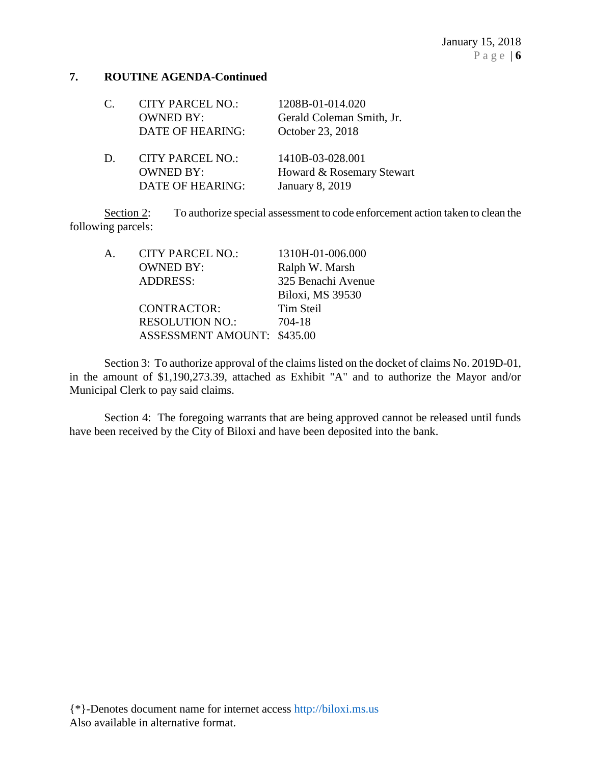## 7. ROUTINE AGENDA-Continued

C. CITY PARCEL NO.: 1208B-01-014.020
OWNED BY: Gerald Coleman Smith, Jr.
DATE OF HEARING: October 23, 2018

D. CITY PARCEL NO.: 1410B-03-028.001
OWNED BY: Howard & Rosemary Stewart
DATE OF HEARING: January 8, 2019

Section 2: To authorize special assessment to code enforcement action taken to clean the following parcels:

A. CITY PARCEL NO.: 1310H-01-006.000
OWNED BY: Ralph W. Marsh
ADDRESS: 325 Benachi Avenue
Biloxi, MS 39530
CONTRACTOR: Tim Steil
RESOLUTION NO.: 704-18
ASSESSMENT AMOUNT: $435.00

Section 3: To authorize approval of the claims listed on the docket of claims No. 2019D-01, in the amount of $1,190,273.39, attached as Exhibit "A" and to authorize the Mayor and/or Municipal Clerk to pay said claims.

Section 4: The foregoing warrants that are being approved cannot be released until funds have been received by the City of Biloxi and have been deposited into the bank.

{*}-Denotes document name for internet access http://biloxi.ms.us
Also available in alternative format.